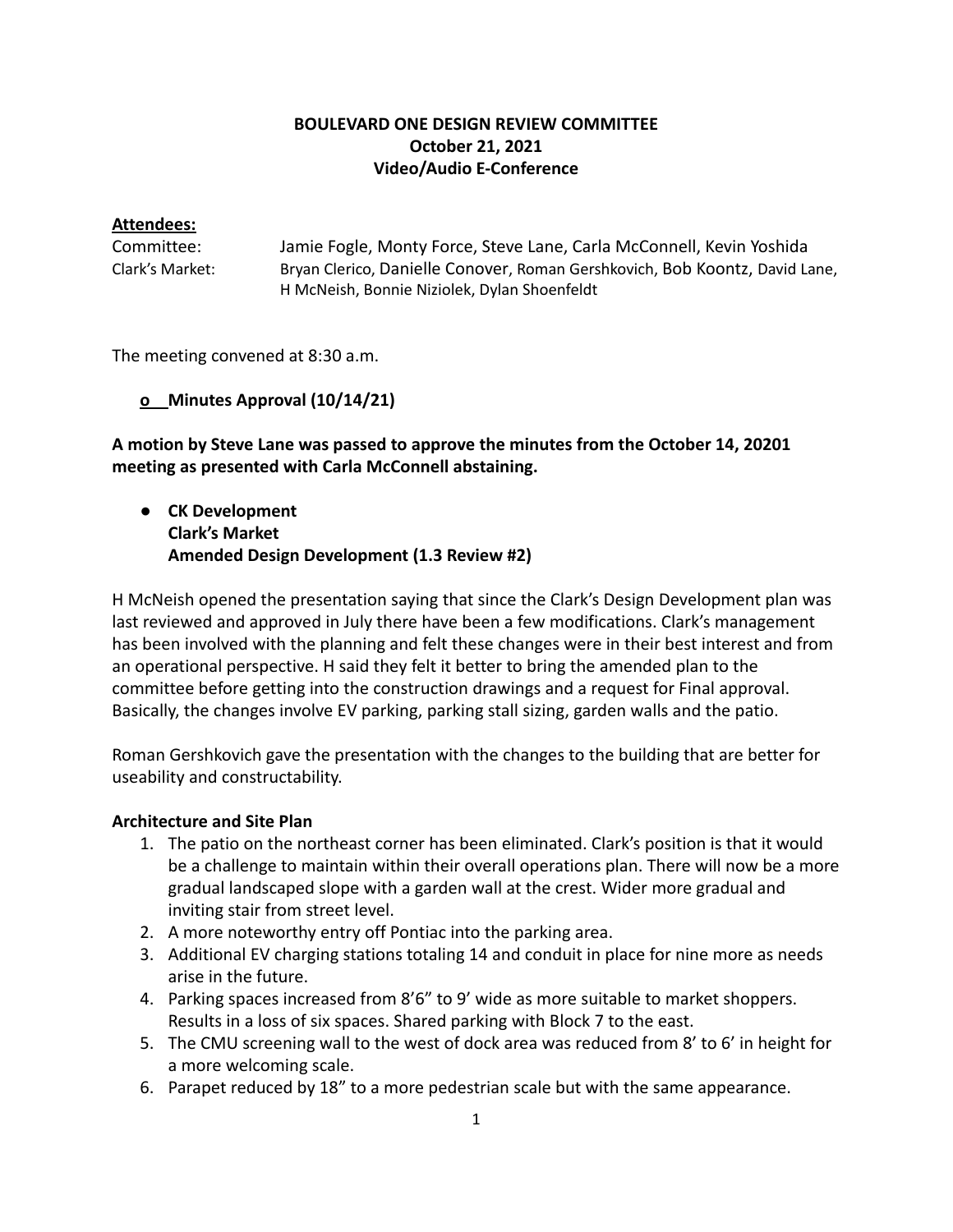**BOULEVARD ONE DESIGN REVIEW COMMITTEE**
**October 21, 2021**
**Video/Audio E-Conference**

**Attendees:**

Committee: Jamie Fogle, Monty Force, Steve Lane, Carla McConnell, Kevin Yoshida

Clark's Market: Bryan Clerico, Danielle Conover, Roman Gershkovich, Bob Koontz, David Lane, H McNeish, Bonnie Niziolek, Dylan Shoenfeldt

The meeting convened at 8:30 a.m.

- **Minutes Approval (10/14/21)**

**A motion by Steve Lane was passed to approve the minutes from the October 14, 20201 meeting as presented with Carla McConnell abstaining.**

- **CK Development**
  **Clark's Market**
  **Amended Design Development (1.3 Review #2)**

H McNeish opened the presentation saying that since the Clark's Design Development plan was last reviewed and approved in July there have been a few modifications. Clark's management has been involved with the planning and felt these changes were in their best interest and from an operational perspective. H said they felt it better to bring the amended plan to the committee before getting into the construction drawings and a request for Final approval. Basically, the changes involve EV parking, parking stall sizing, garden walls and the patio.

Roman Gershkovich gave the presentation with the changes to the building that are better for useability and constructability.

**Architecture and Site Plan**

1. The patio on the northeast corner has been eliminated. Clark's position is that it would be a challenge to maintain within their overall operations plan. There will now be a more gradual landscaped slope with a garden wall at the crest. Wider more gradual and inviting stair from street level.
2. A more noteworthy entry off Pontiac into the parking area.
3. Additional EV charging stations totaling 14 and conduit in place for nine more as needs arise in the future.
4. Parking spaces increased from 8'6" to 9' wide as more suitable to market shoppers. Results in a loss of six spaces. Shared parking with Block 7 to the east.
5. The CMU screening wall to the west of dock area was reduced from 8' to 6' in height for a more welcoming scale.
6. Parapet reduced by 18" to a more pedestrian scale but with the same appearance.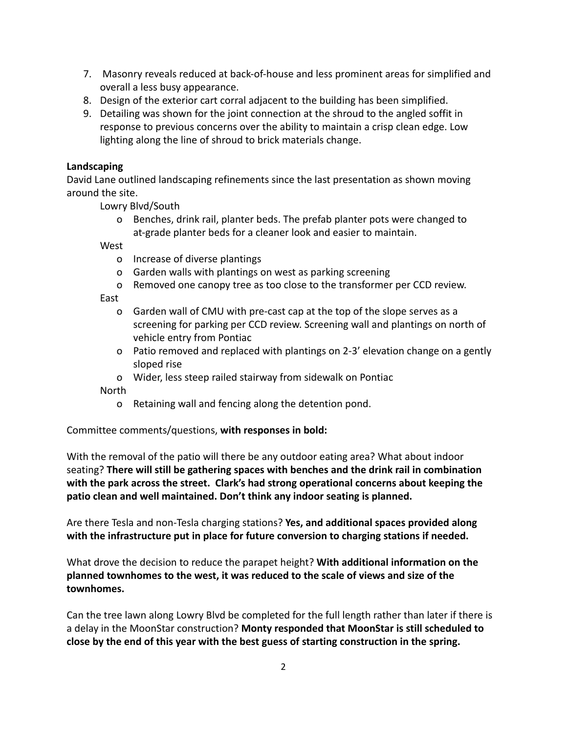7. Masonry reveals reduced at back-of-house and less prominent areas for simplified and overall a less busy appearance.
8. Design of the exterior cart corral adjacent to the building has been simplified.
9. Detailing was shown for the joint connection at the shroud to the angled soffit in response to previous concerns over the ability to maintain a crisp clean edge. Low lighting along the line of shroud to brick materials change.

**Landscaping**

David Lane outlined landscaping refinements since the last presentation as shown moving around the site.

Lowry Blvd/South

- Benches, drink rail, planter beds. The prefab planter pots were changed to at-grade planter beds for a cleaner look and easier to maintain.

West

- Increase of diverse plantings
- Garden walls with plantings on west as parking screening
- Removed one canopy tree as too close to the transformer per CCD review.

East

- Garden wall of CMU with pre-cast cap at the top of the slope serves as a screening for parking per CCD review. Screening wall and plantings on north of vehicle entry from Pontiac
- Patio removed and replaced with plantings on 2-3' elevation change on a gently sloped rise
- Wider, less steep railed stairway from sidewalk on Pontiac

North

- Retaining wall and fencing along the detention pond.

Committee comments/questions, **with responses in bold:**

With the removal of the patio will there be any outdoor eating area? What about indoor seating? **There will still be gathering spaces with benches and the drink rail in combination with the park across the street. Clark's had strong operational concerns about keeping the patio clean and well maintained. Don't think any indoor seating is planned.**

Are there Tesla and non-Tesla charging stations? **Yes, and additional spaces provided along with the infrastructure put in place for future conversion to charging stations if needed.**

What drove the decision to reduce the parapet height? **With additional information on the planned townhomes to the west, it was reduced to the scale of views and size of the townhomes.**

Can the tree lawn along Lowry Blvd be completed for the full length rather than later if there is a delay in the MoonStar construction? **Monty responded that MoonStar is still scheduled to close by the end of this year with the best guess of starting construction in the spring.**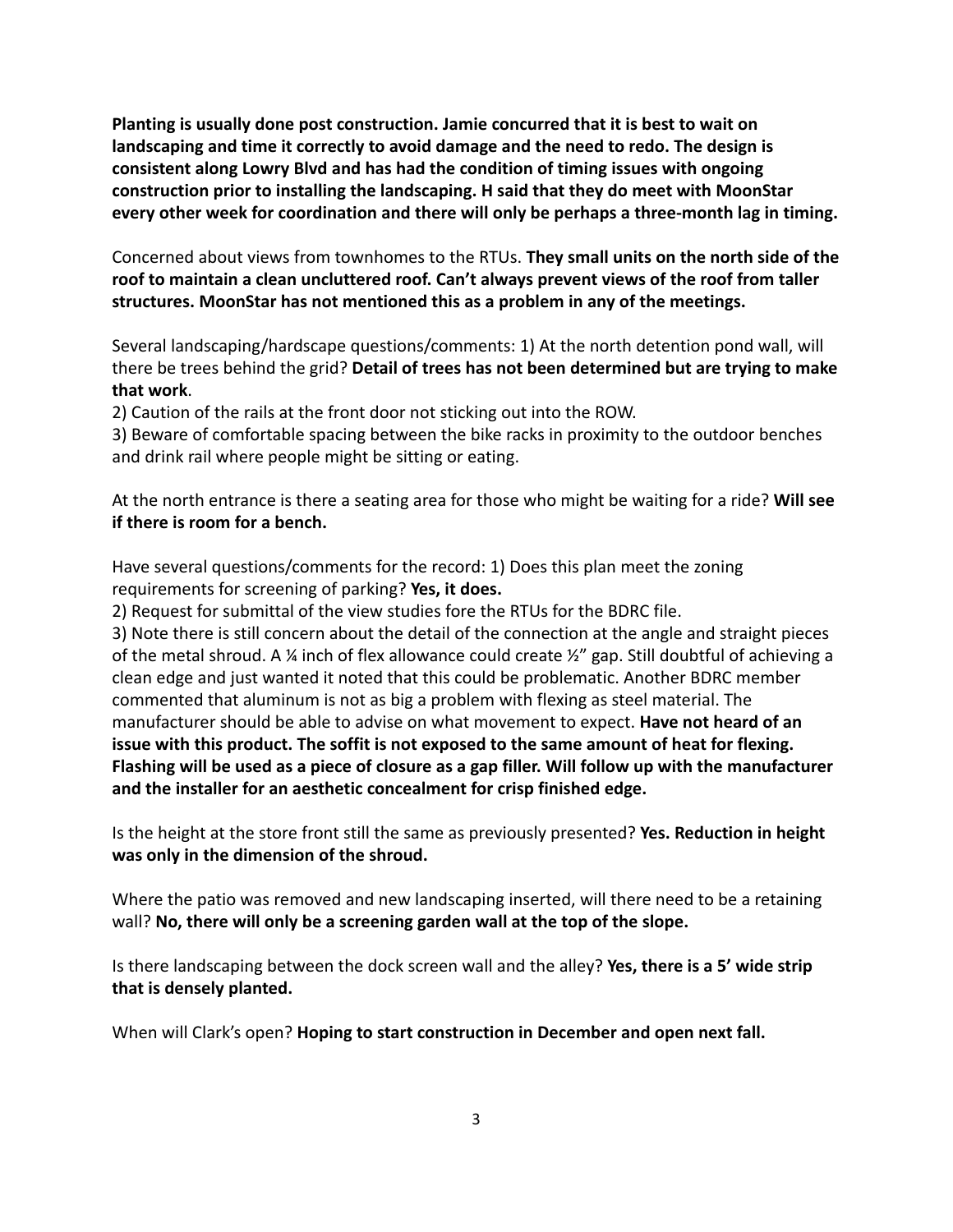**Planting is usually done post construction. Jamie concurred that it is best to wait on landscaping and time it correctly to avoid damage and the need to redo. The design is consistent along Lowry Blvd and has had the condition of timing issues with ongoing construction prior to installing the landscaping. H said that they do meet with MoonStar every other week for coordination and there will only be perhaps a three-month lag in timing.**

Concerned about views from townhomes to the RTUs. **They small units on the north side of the roof to maintain a clean uncluttered roof. Can't always prevent views of the roof from taller structures. MoonStar has not mentioned this as a problem in any of the meetings.**

Several landscaping/hardscape questions/comments: 1) At the north detention pond wall, will there be trees behind the grid? **Detail of trees has not been determined but are trying to make that work**.

2) Caution of the rails at the front door not sticking out into the ROW.

3) Beware of comfortable spacing between the bike racks in proximity to the outdoor benches and drink rail where people might be sitting or eating.

At the north entrance is there a seating area for those who might be waiting for a ride? **Will see if there is room for a bench.**

Have several questions/comments for the record: 1) Does this plan meet the zoning requirements for screening of parking? **Yes, it does.**

2) Request for submittal of the view studies fore the RTUs for the BDRC file.

3) Note there is still concern about the detail of the connection at the angle and straight pieces of the metal shroud. A ¼ inch of flex allowance could create ½" gap. Still doubtful of achieving a clean edge and just wanted it noted that this could be problematic. Another BDRC member commented that aluminum is not as big a problem with flexing as steel material. The manufacturer should be able to advise on what movement to expect. **Have not heard of an issue with this product. The soffit is not exposed to the same amount of heat for flexing. Flashing will be used as a piece of closure as a gap filler. Will follow up with the manufacturer and the installer for an aesthetic concealment for crisp finished edge.**

Is the height at the store front still the same as previously presented? **Yes. Reduction in height was only in the dimension of the shroud.**

Where the patio was removed and new landscaping inserted, will there need to be a retaining wall? **No, there will only be a screening garden wall at the top of the slope.**

Is there landscaping between the dock screen wall and the alley? **Yes, there is a 5' wide strip that is densely planted.**

When will Clark's open? **Hoping to start construction in December and open next fall.**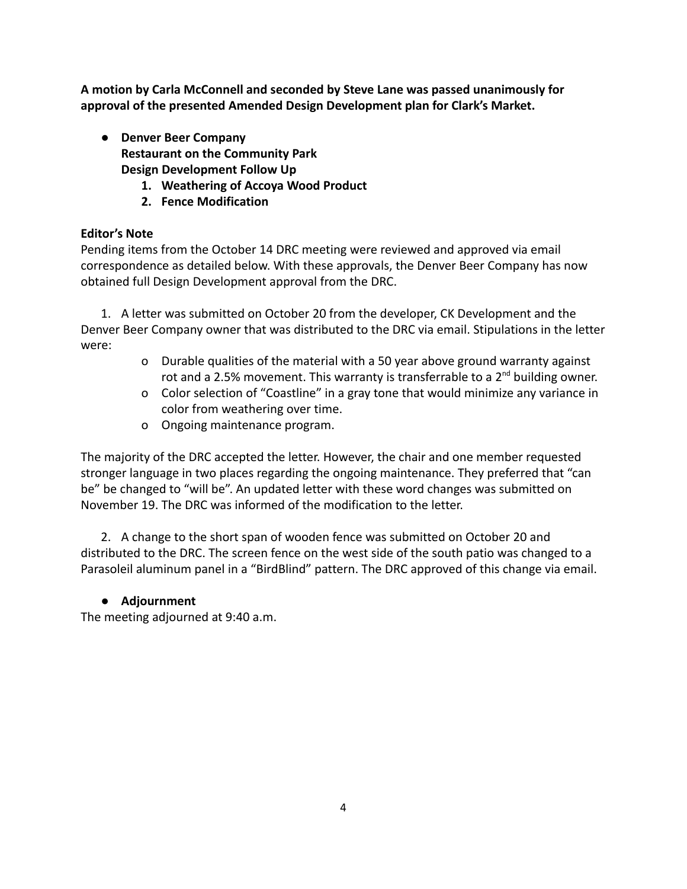**A motion by Carla McConnell and seconded by Steve Lane was passed unanimously for approval of the presented Amended Design Development plan for Clark's Market.**

- **Denver Beer Company**
  **Restaurant on the Community Park**
  **Design Development Follow Up**
  1. **Weathering of Accoya Wood Product**
  2. **Fence Modification**

**Editor's Note**

Pending items from the October 14 DRC meeting were reviewed and approved via email correspondence as detailed below. With these approvals, the Denver Beer Company has now obtained full Design Development approval from the DRC.

1. A letter was submitted on October 20 from the developer, CK Development and the Denver Beer Company owner that was distributed to the DRC via email. Stipulations in the letter were:
   - Durable qualities of the material with a 50 year above ground warranty against rot and a 2.5% movement. This warranty is transferrable to a 2nd building owner.
   - Color selection of "Coastline" in a gray tone that would minimize any variance in color from weathering over time.
   - Ongoing maintenance program.

The majority of the DRC accepted the letter. However, the chair and one member requested stronger language in two places regarding the ongoing maintenance. They preferred that "can be" be changed to "will be". An updated letter with these word changes was submitted on November 19. The DRC was informed of the modification to the letter.

2. A change to the short span of wooden fence was submitted on October 20 and distributed to the DRC. The screen fence on the west side of the south patio was changed to a Parasoleil aluminum panel in a "BirdBlind" pattern. The DRC approved of this change via email.

- **Adjournment**

The meeting adjourned at 9:40 a.m.